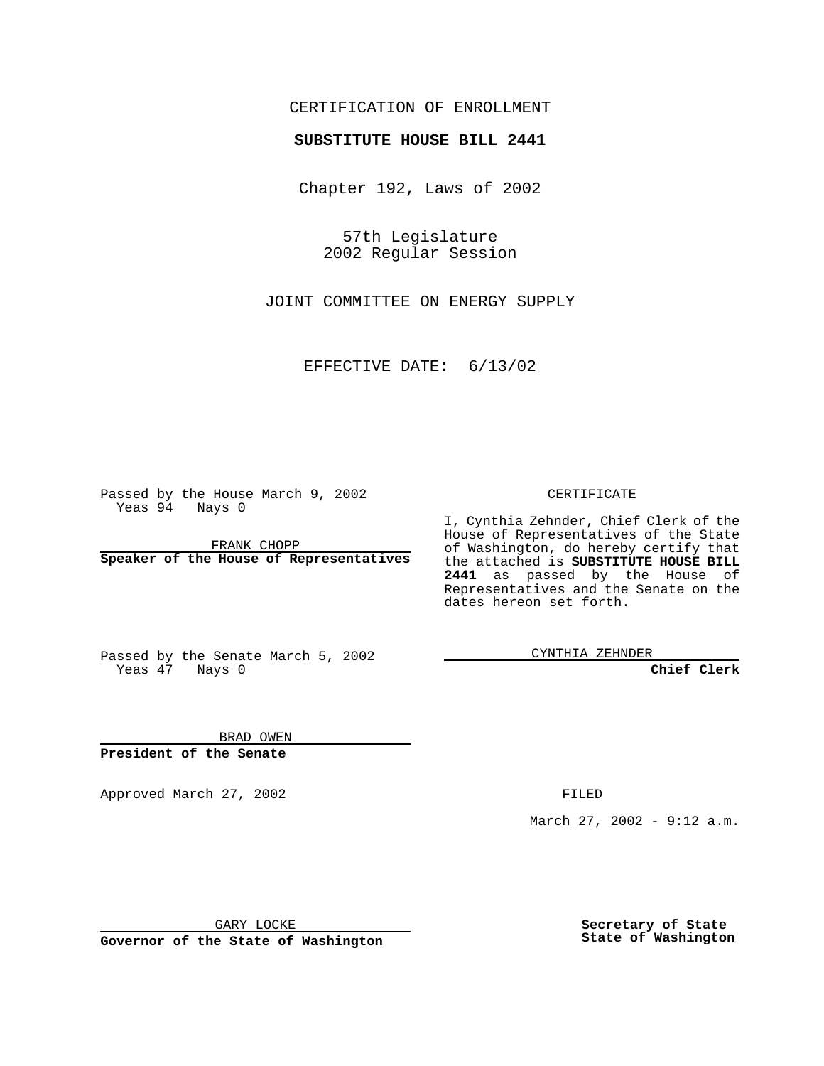CERTIFICATION OF ENROLLMENT

**SUBSTITUTE HOUSE BILL 2441**

Chapter 192, Laws of 2002

57th Legislature
2002 Regular Session

JOINT COMMITTEE ON ENERGY SUPPLY

EFFECTIVE DATE: 6/13/02

Passed by the House March 9, 2002
Yeas 94 Nays 0

FRANK CHOPP
**Speaker of the House of Representatives**

Passed by the Senate March 5, 2002
Yeas 47 Nays 0

BRAD OWEN
**President of the Senate**

CERTIFICATE

I, Cynthia Zehnder, Chief Clerk of the House of Representatives of the State of Washington, do hereby certify that the attached is **SUBSTITUTE HOUSE BILL 2441** as passed by the House of Representatives and the Senate on the dates hereon set forth.

CYNTHIA ZEHNDER
**Chief Clerk**

Approved March 27, 2002

FILED

March 27, 2002 - 9:12 a.m.

GARY LOCKE
**Governor of the State of Washington**

**Secretary of State**
**State of Washington**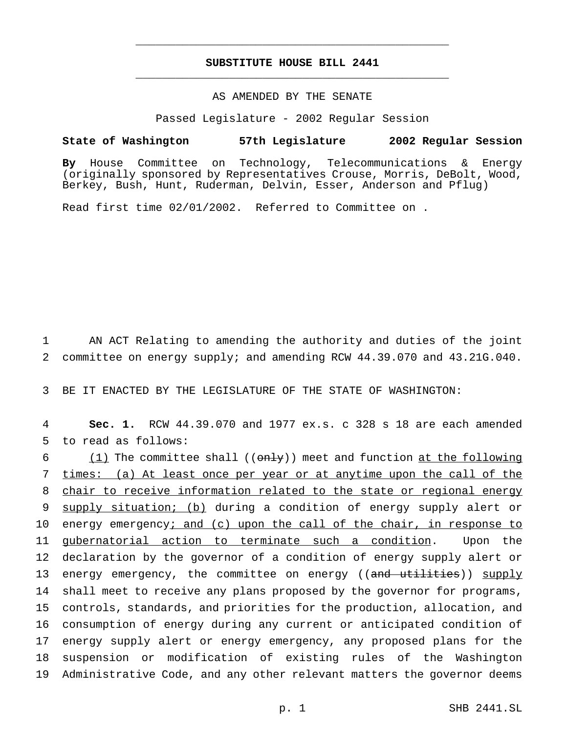**SUBSTITUTE HOUSE BILL 2441**

AS AMENDED BY THE SENATE

Passed Legislature - 2002 Regular Session

**State of Washington 57th Legislature 2002 Regular Session**

**By** House Committee on Technology, Telecommunications & Energy (originally sponsored by Representatives Crouse, Morris, DeBolt, Wood, Berkey, Bush, Hunt, Ruderman, Delvin, Esser, Anderson and Pflug)

Read first time 02/01/2002. Referred to Committee on .

1 AN ACT Relating to amending the authority and duties of the joint
2 committee on energy supply; and amending RCW 44.39.070 and 43.21G.040.

3 BE IT ENACTED BY THE LEGISLATURE OF THE STATE OF WASHINGTON:

4 **Sec. 1.** RCW 44.39.070 and 1977 ex.s. c 328 s 18 are each amended
5 to read as follows:

6 (1) The committee shall ((~~only~~)) meet and function at the following
7 times: (a) At least once per year or at anytime upon the call of the
8 chair to receive information related to the state or regional energy
9 supply situation; (b) during a condition of energy supply alert or
10 energy emergency; and (c) upon the call of the chair, in response to
11 gubernatorial action to terminate such a condition. Upon the
12 declaration by the governor of a condition of energy supply alert or
13 energy emergency, the committee on energy ((~~and utilities~~)) supply
14 shall meet to receive any plans proposed by the governor for programs,
15 controls, standards, and priorities for the production, allocation, and
16 consumption of energy during any current or anticipated condition of
17 energy supply alert or energy emergency, any proposed plans for the
18 suspension or modification of existing rules of the Washington
19 Administrative Code, and any other relevant matters the governor deems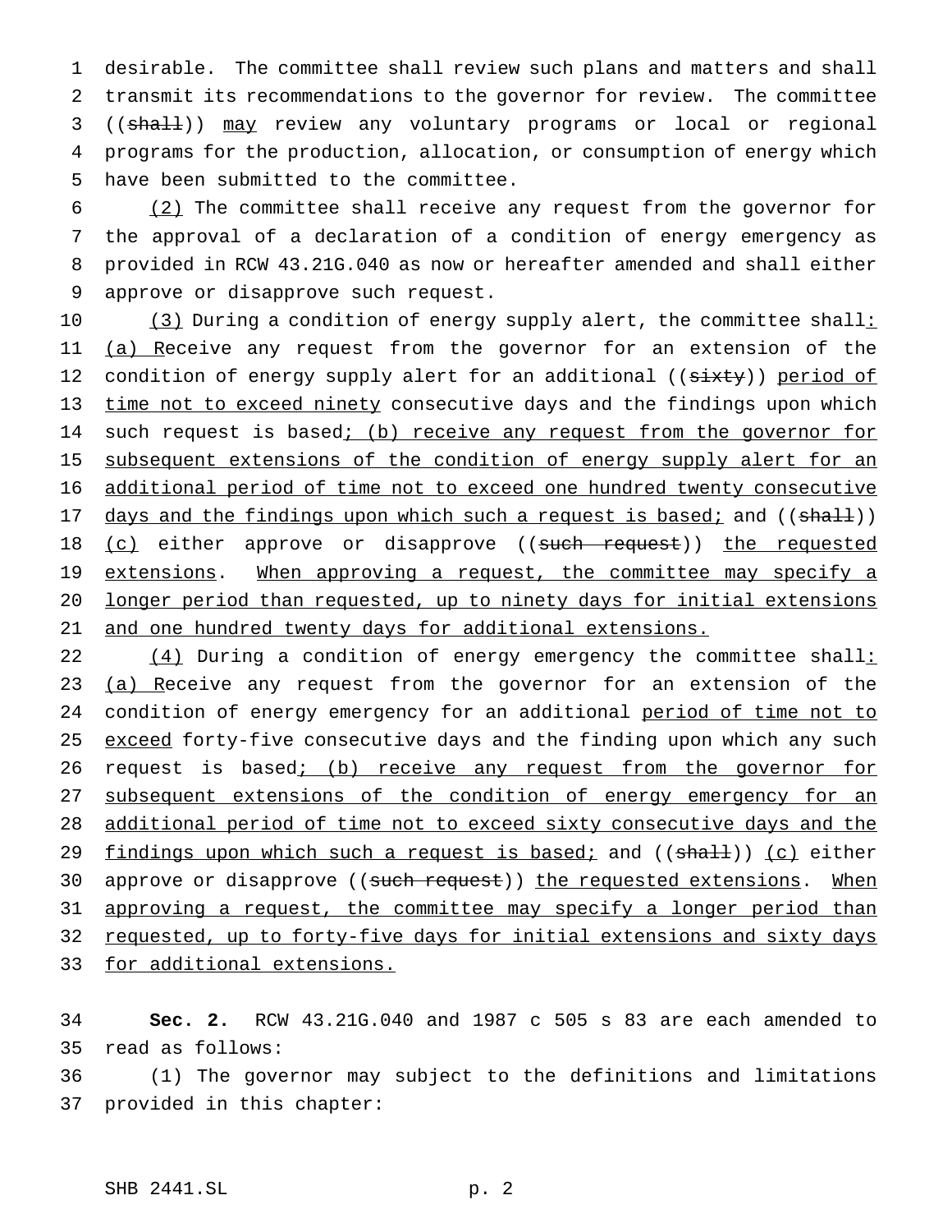desirable. The committee shall review such plans and matters and shall transmit its recommendations to the governor for review. The committee ((~~shall~~)) <u>may</u> review any voluntary programs or local or regional programs for the production, allocation, or consumption of energy which have been submitted to the committee.

<u>(2)</u> The committee shall receive any request from the governor for the approval of a declaration of a condition of energy emergency as provided in RCW 43.21G.040 as now or hereafter amended and shall either approve or disapprove such request.

<u>(3)</u> During a condition of energy supply alert, the committee shall<u>:</u> <u>(a) R</u>eceive any request from the governor for an extension of the condition of energy supply alert for an additional ((~~sixty~~)) <u>period of time not to exceed ninety</u> consecutive days and the findings upon which such request is based<u>; (b) receive any request from the governor for subsequent extensions of the condition of energy supply alert for an additional period of time not to exceed one hundred twenty consecutive days and the findings upon which such a request is based;</u> and ((~~shall~~)) <u>(c)</u> either approve or disapprove ((~~such request~~)) <u>the requested extensions</u>. <u>When approving a request, the committee may specify a longer period than requested, up to ninety days for initial extensions and one hundred twenty days for additional extensions.</u>

<u>(4)</u> During a condition of energy emergency the committee shall<u>:</u> <u>(a) R</u>eceive any request from the governor for an extension of the condition of energy emergency for an additional <u>period of time not to exceed</u> forty-five consecutive days and the finding upon which any such request is based<u>; (b) receive any request from the governor for subsequent extensions of the condition of energy emergency for an additional period of time not to exceed sixty consecutive days and the findings upon which such a request is based;</u> and ((~~shall~~)) <u>(c)</u> either approve or disapprove ((~~such request~~)) <u>the requested extensions</u>. <u>When approving a request, the committee may specify a longer period than requested, up to forty-five days for initial extensions and sixty days for additional extensions.</u>

**Sec. 2.** RCW 43.21G.040 and 1987 c 505 s 83 are each amended to read as follows:

(1) The governor may subject to the definitions and limitations provided in this chapter: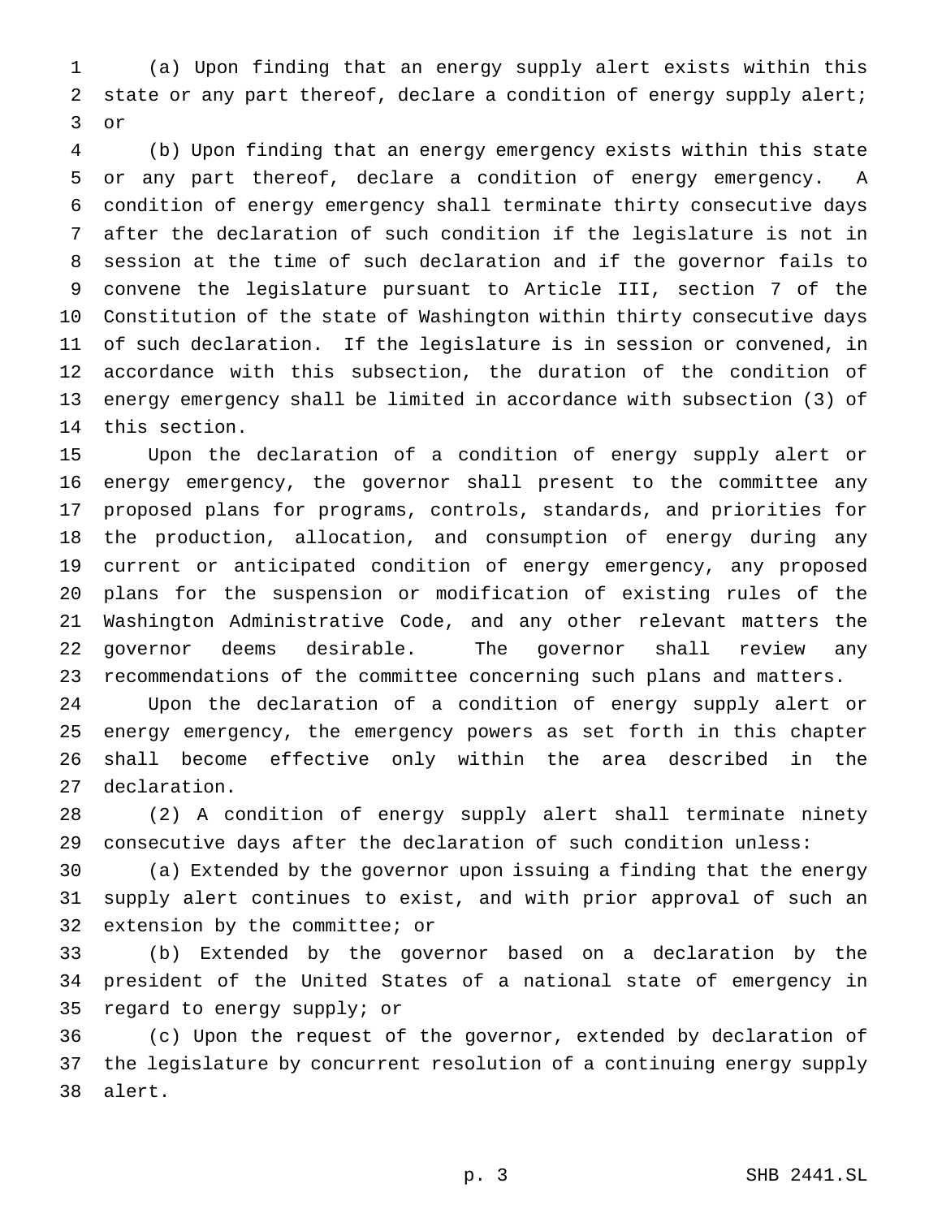(a) Upon finding that an energy supply alert exists within this state or any part thereof, declare a condition of energy supply alert; or

(b) Upon finding that an energy emergency exists within this state or any part thereof, declare a condition of energy emergency. A condition of energy emergency shall terminate thirty consecutive days after the declaration of such condition if the legislature is not in session at the time of such declaration and if the governor fails to convene the legislature pursuant to Article III, section 7 of the Constitution of the state of Washington within thirty consecutive days of such declaration. If the legislature is in session or convened, in accordance with this subsection, the duration of the condition of energy emergency shall be limited in accordance with subsection (3) of this section.

Upon the declaration of a condition of energy supply alert or energy emergency, the governor shall present to the committee any proposed plans for programs, controls, standards, and priorities for the production, allocation, and consumption of energy during any current or anticipated condition of energy emergency, any proposed plans for the suspension or modification of existing rules of the Washington Administrative Code, and any other relevant matters the governor deems desirable. The governor shall review any recommendations of the committee concerning such plans and matters.

Upon the declaration of a condition of energy supply alert or energy emergency, the emergency powers as set forth in this chapter shall become effective only within the area described in the declaration.

(2) A condition of energy supply alert shall terminate ninety consecutive days after the declaration of such condition unless:

(a) Extended by the governor upon issuing a finding that the energy supply alert continues to exist, and with prior approval of such an extension by the committee; or

(b) Extended by the governor based on a declaration by the president of the United States of a national state of emergency in regard to energy supply; or

(c) Upon the request of the governor, extended by declaration of the legislature by concurrent resolution of a continuing energy supply alert.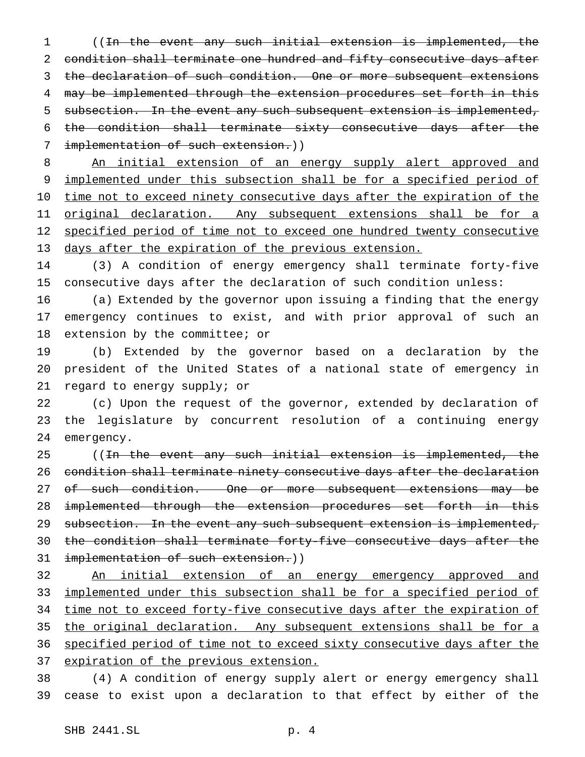((~~In the event any such initial extension is implemented, the condition shall terminate one hundred and fifty consecutive days after the declaration of such condition. One or more subsequent extensions may be implemented through the extension procedures set forth in this subsection. In the event any such subsequent extension is implemented, the condition shall terminate sixty consecutive days after the implementation of such extension.~~))

<u>An initial extension of an energy supply alert approved and implemented under this subsection shall be for a specified period of time not to exceed ninety consecutive days after the expiration of the original declaration. Any subsequent extensions shall be for a specified period of time not to exceed one hundred twenty consecutive days after the expiration of the previous extension.</u>

(3) A condition of energy emergency shall terminate forty-five consecutive days after the declaration of such condition unless:

(a) Extended by the governor upon issuing a finding that the energy emergency continues to exist, and with prior approval of such an extension by the committee; or

(b) Extended by the governor based on a declaration by the president of the United States of a national state of emergency in regard to energy supply; or

(c) Upon the request of the governor, extended by declaration of the legislature by concurrent resolution of a continuing energy emergency.

((~~In the event any such initial extension is implemented, the condition shall terminate ninety consecutive days after the declaration of such condition. One or more subsequent extensions may be implemented through the extension procedures set forth in this subsection. In the event any such subsequent extension is implemented, the condition shall terminate forty-five consecutive days after the implementation of such extension.~~))

<u>An initial extension of an energy emergency approved and implemented under this subsection shall be for a specified period of time not to exceed forty-five consecutive days after the expiration of the original declaration. Any subsequent extensions shall be for a specified period of time not to exceed sixty consecutive days after the expiration of the previous extension.</u>

(4) A condition of energy supply alert or energy emergency shall cease to exist upon a declaration to that effect by either of the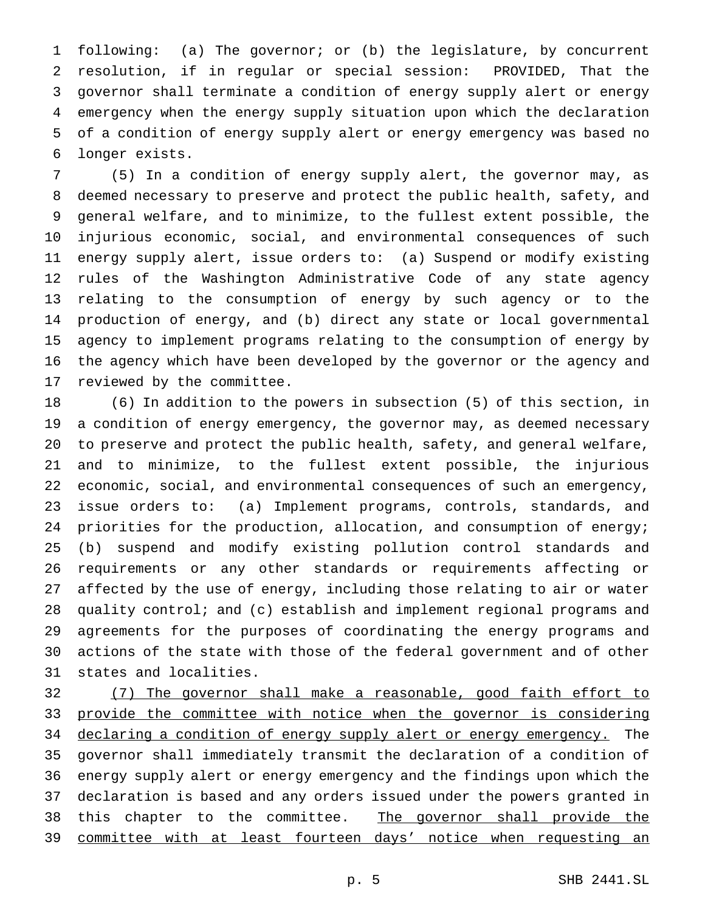following: (a) The governor; or (b) the legislature, by concurrent resolution, if in regular or special session: PROVIDED, That the governor shall terminate a condition of energy supply alert or energy emergency when the energy supply situation upon which the declaration of a condition of energy supply alert or energy emergency was based no longer exists.

(5) In a condition of energy supply alert, the governor may, as deemed necessary to preserve and protect the public health, safety, and general welfare, and to minimize, to the fullest extent possible, the injurious economic, social, and environmental consequences of such energy supply alert, issue orders to: (a) Suspend or modify existing rules of the Washington Administrative Code of any state agency relating to the consumption of energy by such agency or to the production of energy, and (b) direct any state or local governmental agency to implement programs relating to the consumption of energy by the agency which have been developed by the governor or the agency and reviewed by the committee.

(6) In addition to the powers in subsection (5) of this section, in a condition of energy emergency, the governor may, as deemed necessary to preserve and protect the public health, safety, and general welfare, and to minimize, to the fullest extent possible, the injurious economic, social, and environmental consequences of such an emergency, issue orders to: (a) Implement programs, controls, standards, and priorities for the production, allocation, and consumption of energy; (b) suspend and modify existing pollution control standards and requirements or any other standards or requirements affecting or affected by the use of energy, including those relating to air or water quality control; and (c) establish and implement regional programs and agreements for the purposes of coordinating the energy programs and actions of the state with those of the federal government and of other states and localities.

<u>(7) The governor shall make a reasonable, good faith effort to provide the committee with notice when the governor is considering declaring a condition of energy supply alert or energy emergency.</u> The governor shall immediately transmit the declaration of a condition of energy supply alert or energy emergency and the findings upon which the declaration is based and any orders issued under the powers granted in this chapter to the committee. <u>The governor shall provide the committee with at least fourteen days' notice when requesting an</u>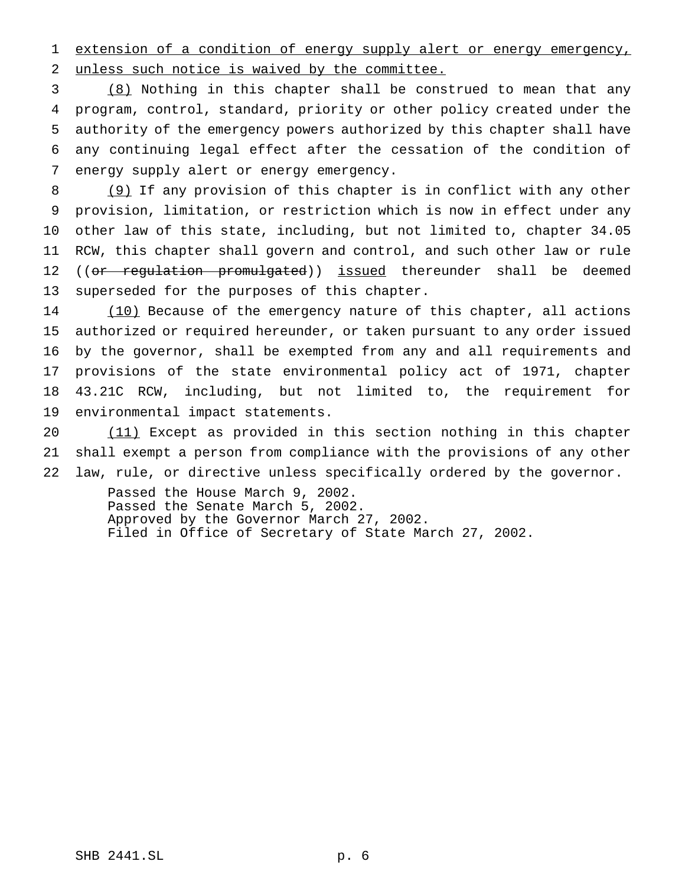extension of a condition of energy supply alert or energy emergency, unless such notice is waived by the committee.

(8) Nothing in this chapter shall be construed to mean that any program, control, standard, priority or other policy created under the authority of the emergency powers authorized by this chapter shall have any continuing legal effect after the cessation of the condition of energy supply alert or energy emergency.

(9) If any provision of this chapter is in conflict with any other provision, limitation, or restriction which is now in effect under any other law of this state, including, but not limited to, chapter 34.05 RCW, this chapter shall govern and control, and such other law or rule ((~~or regulation promulgated~~)) issued thereunder shall be deemed superseded for the purposes of this chapter.

(10) Because of the emergency nature of this chapter, all actions authorized or required hereunder, or taken pursuant to any order issued by the governor, shall be exempted from any and all requirements and provisions of the state environmental policy act of 1971, chapter 43.21C RCW, including, but not limited to, the requirement for environmental impact statements.

(11) Except as provided in this section nothing in this chapter shall exempt a person from compliance with the provisions of any other law, rule, or directive unless specifically ordered by the governor.

Passed the House March 9, 2002.
Passed the Senate March 5, 2002.
Approved by the Governor March 27, 2002.
Filed in Office of Secretary of State March 27, 2002.